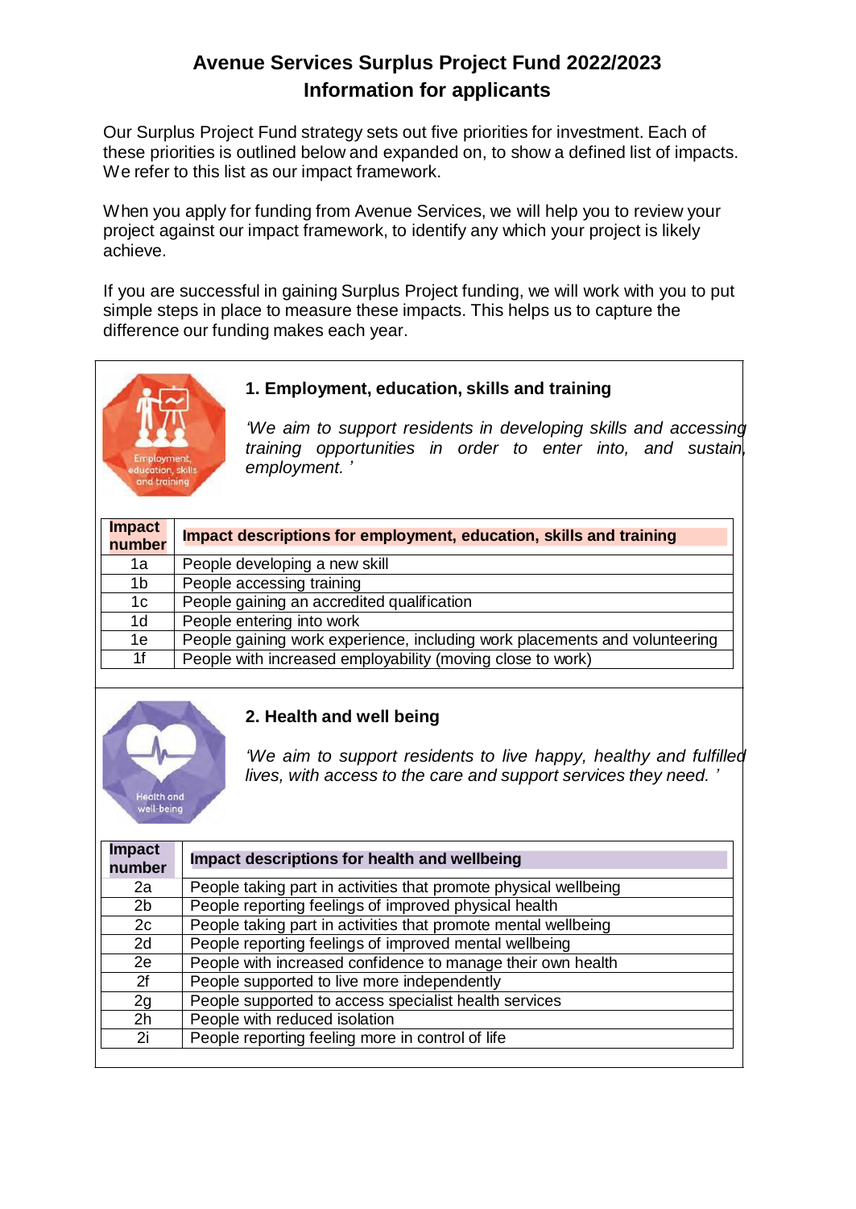# Avenue Services Surplus Project Fund 2022/2023
## Information for applicants

Our Surplus Project Fund strategy sets out five priorities for investment. Each of these priorities is outlined below and expanded on, to show a defined list of impacts. We refer to this list as our impact framework.

When you apply for funding from Avenue Services, we will help you to review your project against our impact framework, to identify any which your project is likely achieve.

If you are successful in gaining Surplus Project funding, we will work with you to put simple steps in place to measure these impacts. This helps us to capture the difference our funding makes each year.

### 1. Employment, education, skills and training

*'We aim to support residents in developing skills and accessing training opportunities in order to enter into, and sustain, employment. '*

| Impact number | Impact descriptions for employment, education, skills and training |
|---|---|
| 1a | People developing a new skill |
| 1b | People accessing training |
| 1c | People gaining an accredited qualification |
| 1d | People entering into work |
| 1e | People gaining work experience, including work placements and volunteering |
| 1f | People with increased employability (moving close to work) |

### 2. Health and well being

*'We aim to support residents to live happy, healthy and fulfilled lives, with access to the care and support services they need. '*

| Impact number | Impact descriptions for health and wellbeing |
|---|---|
| 2a | People taking part in activities that promote physical wellbeing |
| 2b | People reporting feelings of improved physical health |
| 2c | People taking part in activities that promote mental wellbeing |
| 2d | People reporting feelings of improved mental wellbeing |
| 2e | People with increased confidence to manage their own health |
| 2f | People supported to live more independently |
| 2g | People supported to access specialist health services |
| 2h | People with reduced isolation |
| 2i | People reporting feeling more in control of life |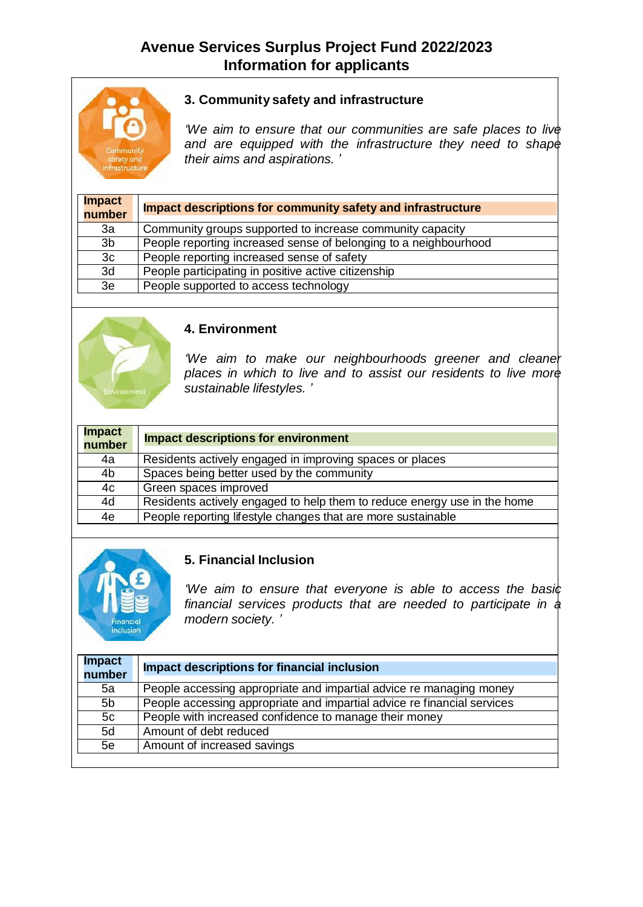# Avenue Services Surplus Project Fund 2022/2023
# Information for applicants

## 3. Community safety and infrastructure

*'We aim to ensure that our communities are safe places to live and are equipped with the infrastructure they need to shape their aims and aspirations. '*

| Impact number | Impact descriptions for community safety and infrastructure |
|---|---|
| 3a | Community groups supported to increase community capacity |
| 3b | People reporting increased sense of belonging to a neighbourhood |
| 3c | People reporting increased sense of safety |
| 3d | People participating in positive active citizenship |
| 3e | People supported to access technology |

## 4. Environment

*'We aim to make our neighbourhoods greener and cleaner places in which to live and to assist our residents to live more sustainable lifestyles. '*

| Impact number | Impact descriptions for environment |
|---|---|
| 4a | Residents actively engaged in improving spaces or places |
| 4b | Spaces being better used by the community |
| 4c | Green spaces improved |
| 4d | Residents actively engaged to help them to reduce energy use in the home |
| 4e | People reporting lifestyle changes that are more sustainable |

## 5. Financial Inclusion

*'We aim to ensure that everyone is able to access the basic financial services products that are needed to participate in a modern society. '*

| Impact number | Impact descriptions for financial inclusion |
|---|---|
| 5a | People accessing appropriate and impartial advice re managing money |
| 5b | People accessing appropriate and impartial advice re financial services |
| 5c | People with increased confidence to manage their money |
| 5d | Amount of debt reduced |
| 5e | Amount of increased savings |